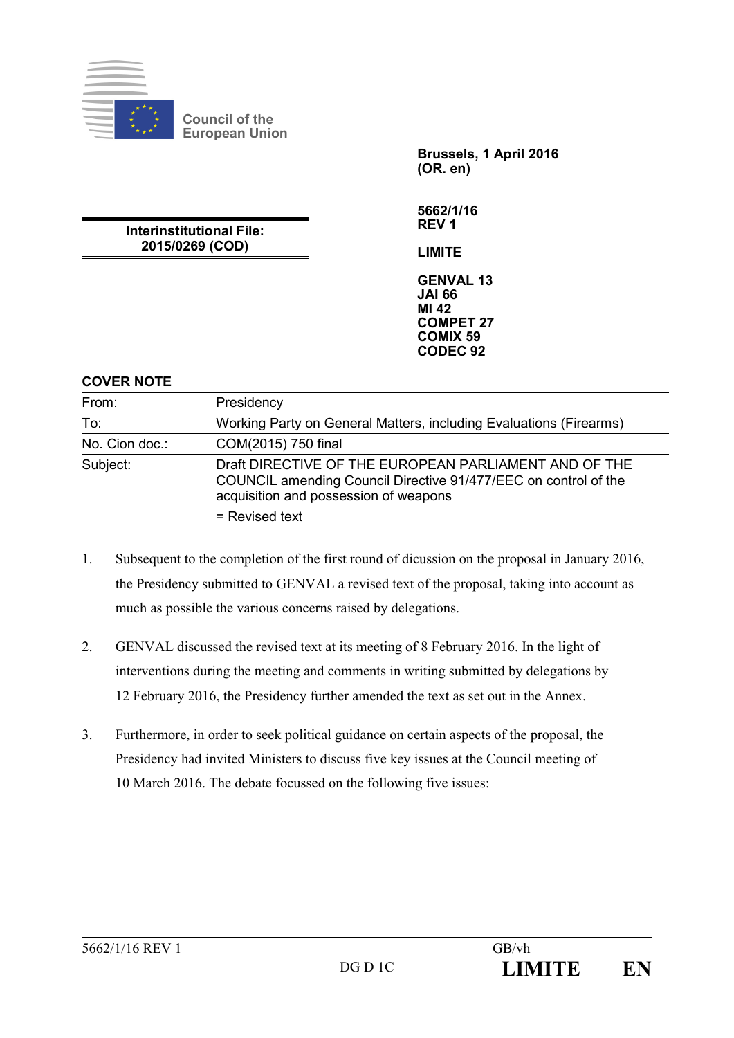Council of the European Union

Brussels, 1 April 2016
(OR. en)

5662/1/16
REV 1

LIMITE

GENVAL 13
JAI 66
MI 42
COMPET 27
COMIX 59
CODEC 92

**Interinstitutional File:**
**2015/0269 (COD)**

## COVER NOTE

| | |
|---|---|
| From: | Presidency |
| To: | Working Party on General Matters, including Evaluations (Firearms) |
| No. Cion doc.: | COM(2015) 750 final |
| Subject: | Draft DIRECTIVE OF THE EUROPEAN PARLIAMENT AND OF THE COUNCIL amending Council Directive 91/477/EEC on control of the acquisition and possession of weapons<br>= Revised text |

1. Subsequent to the completion of the first round of dicussion on the proposal in January 2016, the Presidency submitted to GENVAL a revised text of the proposal, taking into account as much as possible the various concerns raised by delegations.

2. GENVAL discussed the revised text at its meeting of 8 February 2016. In the light of interventions during the meeting and comments in writing submitted by delegations by 12 February 2016, the Presidency further amended the text as set out in the Annex.

3. Furthermore, in order to seek political guidance on certain aspects of the proposal, the Presidency had invited Ministers to discuss five key issues at the Council meeting of 10 March 2016. The debate focussed on the following five issues: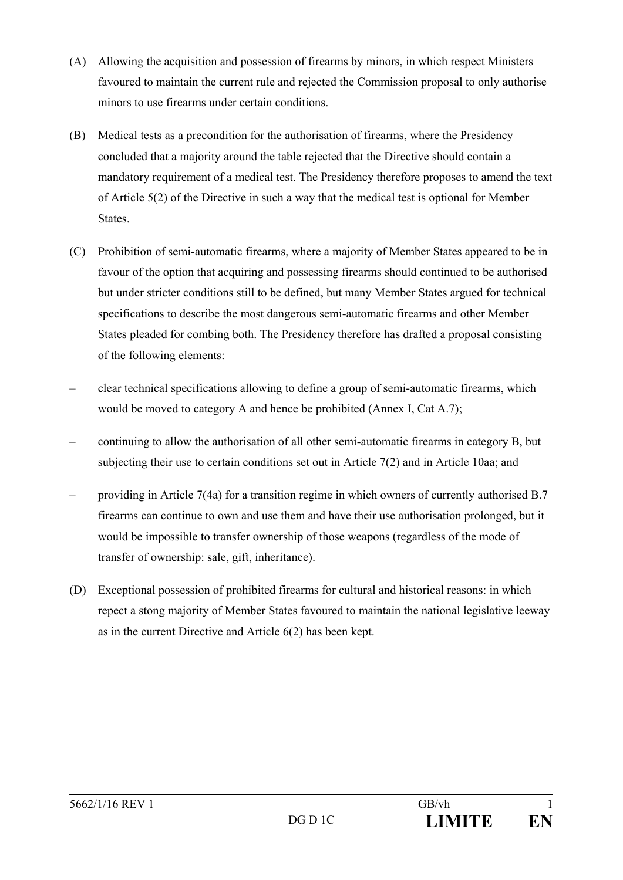(A) Allowing the acquisition and possession of firearms by minors, in which respect Ministers favoured to maintain the current rule and rejected the Commission proposal to only authorise minors to use firearms under certain conditions.

(B) Medical tests as a precondition for the authorisation of firearms, where the Presidency concluded that a majority around the table rejected that the Directive should contain a mandatory requirement of a medical test. The Presidency therefore proposes to amend the text of Article 5(2) of the Directive in such a way that the medical test is optional for Member States.

(C) Prohibition of semi-automatic firearms, where a majority of Member States appeared to be in favour of the option that acquiring and possessing firearms should continued to be authorised but under stricter conditions still to be defined, but many Member States argued for technical specifications to describe the most dangerous semi-automatic firearms and other Member States pleaded for combing both. The Presidency therefore has drafted a proposal consisting of the following elements:

– clear technical specifications allowing to define a group of semi-automatic firearms, which would be moved to category A and hence be prohibited (Annex I, Cat A.7);

– continuing to allow the authorisation of all other semi-automatic firearms in category B, but subjecting their use to certain conditions set out in Article 7(2) and in Article 10aa; and

– providing in Article 7(4a) for a transition regime in which owners of currently authorised B.7 firearms can continue to own and use them and have their use authorisation prolonged, but it would be impossible to transfer ownership of those weapons (regardless of the mode of transfer of ownership: sale, gift, inheritance).

(D) Exceptional possession of prohibited firearms for cultural and historical reasons: in which repect a stong majority of Member States favoured to maintain the national legislative leeway as in the current Directive and Article 6(2) has been kept.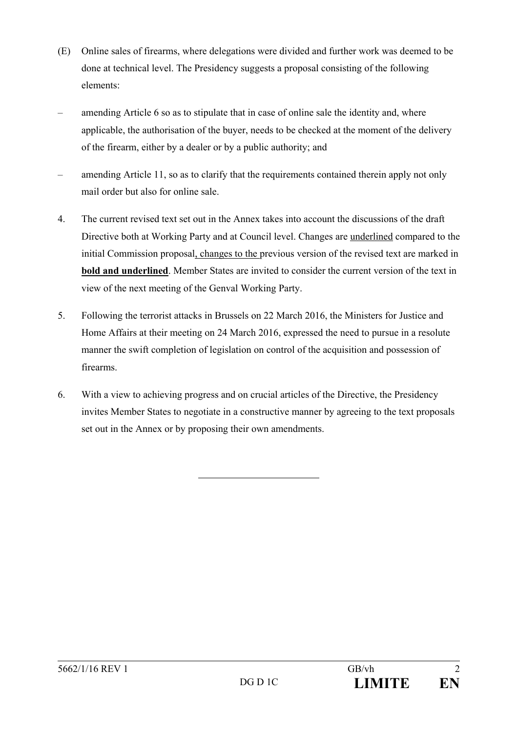(E) Online sales of firearms, where delegations were divided and further work was deemed to be done at technical level. The Presidency suggests a proposal consisting of the following elements:

– amending Article 6 so as to stipulate that in case of online sale the identity and, where applicable, the authorisation of the buyer, needs to be checked at the moment of the delivery of the firearm, either by a dealer or by a public authority; and

– amending Article 11, so as to clarify that the requirements contained therein apply not only mail order but also for online sale.

4. The current revised text set out in the Annex takes into account the discussions of the draft Directive both at Working Party and at Council level. Changes are <u>underlined</u> compared to the initial Commission proposal<u>, changes to the </u>previous version of the revised text are marked in **<u>bold and underlined</u>**. Member States are invited to consider the current version of the text in view of the next meeting of the Genval Working Party.

5. Following the terrorist attacks in Brussels on 22 March 2016, the Ministers for Justice and Home Affairs at their meeting on 24 March 2016, expressed the need to pursue in a resolute manner the swift completion of legislation on control of the acquisition and possession of firearms.

6. With a view to achieving progress and on crucial articles of the Directive, the Presidency invites Member States to negotiate in a constructive manner by agreeing to the text proposals set out in the Annex or by proposing their own amendments.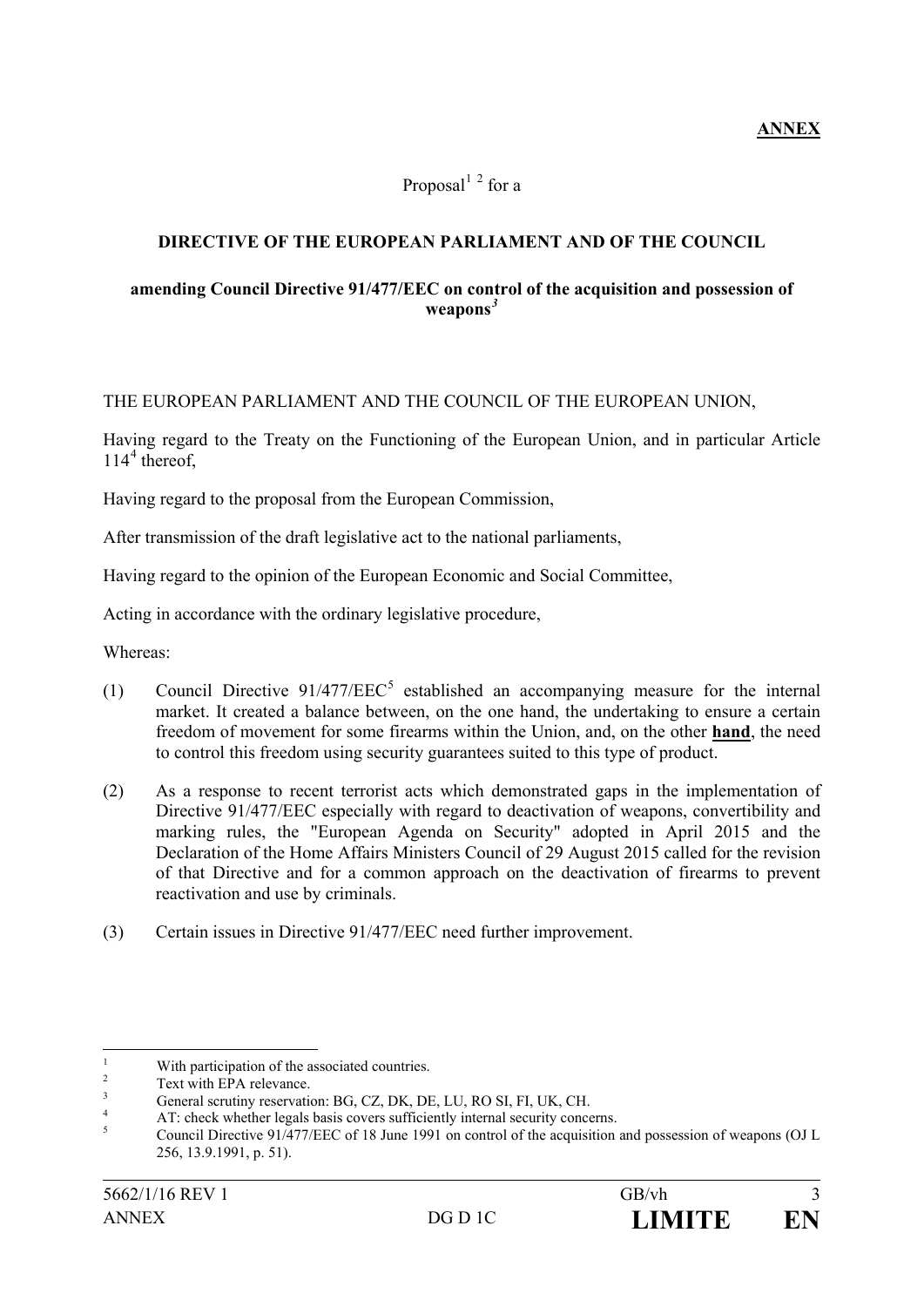**ANNEX**

Proposal[1] [2] for a

**DIRECTIVE OF THE EUROPEAN PARLIAMENT AND OF THE COUNCIL**

**amending Council Directive 91/477/EEC on control of the acquisition and possession of weapons*[3]***

THE EUROPEAN PARLIAMENT AND THE COUNCIL OF THE EUROPEAN UNION,

Having regard to the Treaty on the Functioning of the European Union, and in particular Article 114[4] thereof,

Having regard to the proposal from the European Commission,

After transmission of the draft legislative act to the national parliaments,

Having regard to the opinion of the European Economic and Social Committee,

Acting in accordance with the ordinary legislative procedure,

Whereas:

(1) Council Directive 91/477/EEC[5] established an accompanying measure for the internal market. It created a balance between, on the one hand, the undertaking to ensure a certain freedom of movement for some firearms within the Union, and, on the other **hand**, the need to control this freedom using security guarantees suited to this type of product.

(2) As a response to recent terrorist acts which demonstrated gaps in the implementation of Directive 91/477/EEC especially with regard to deactivation of weapons, convertibility and marking rules, the "European Agenda on Security" adopted in April 2015 and the Declaration of the Home Affairs Ministers Council of 29 August 2015 called for the revision of that Directive and for a common approach on the deactivation of firearms to prevent reactivation and use by criminals.

(3) Certain issues in Directive 91/477/EEC need further improvement.

---

[1] With participation of the associated countries.

[2] Text with EPA relevance.

[3] General scrutiny reservation: BG, CZ, DK, DE, LU, RO SI, FI, UK, CH.

[4] AT: check whether legals basis covers sufficiently internal security concerns.

[5] Council Directive 91/477/EEC of 18 June 1991 on control of the acquisition and possession of weapons (OJ L 256, 13.9.1991, p. 51).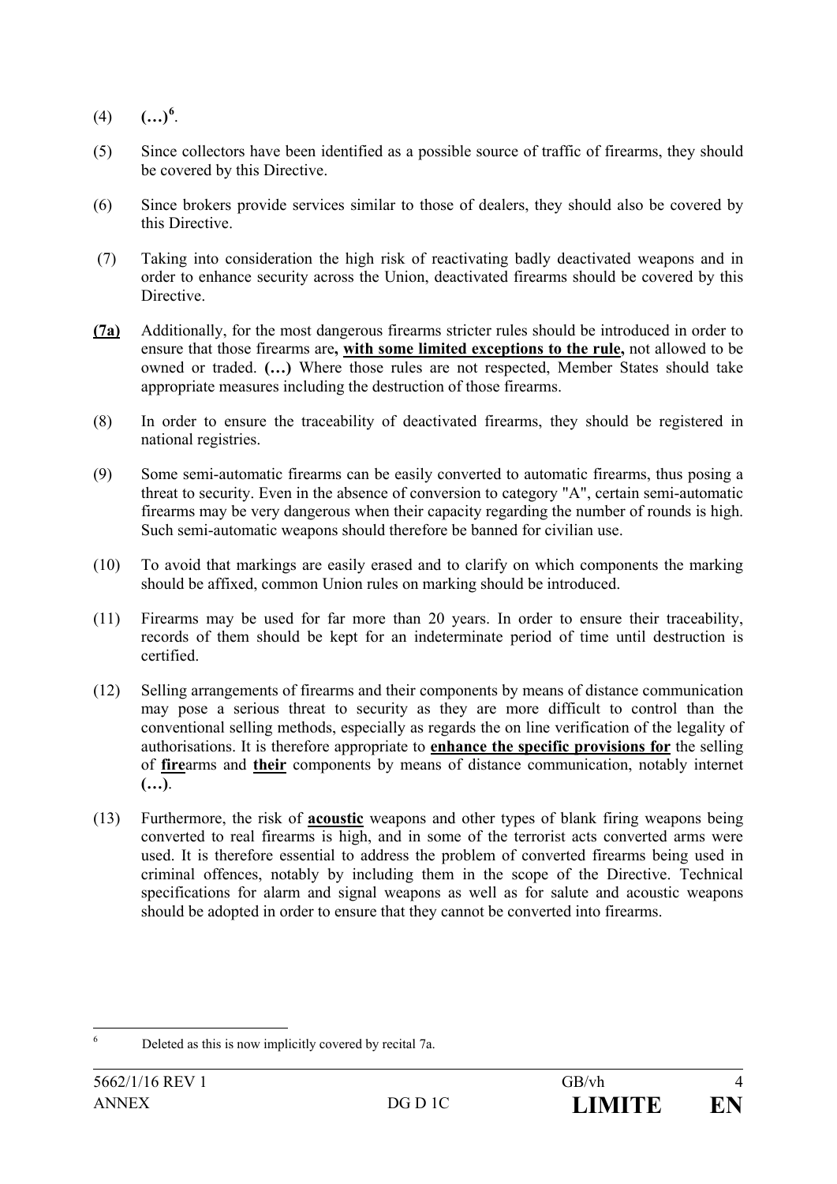(4) **(…)**[6].

(5) Since collectors have been identified as a possible source of traffic of firearms, they should be covered by this Directive.

(6) Since brokers provide services similar to those of dealers, they should also be covered by this Directive.

(7) Taking into consideration the high risk of reactivating badly deactivated weapons and in order to enhance security across the Union, deactivated firearms should be covered by this Directive.

**(7a)** Additionally, for the most dangerous firearms stricter rules should be introduced in order to ensure that those firearms are**, with some limited exceptions to the rule,** not allowed to be owned or traded. **(…)** Where those rules are not respected, Member States should take appropriate measures including the destruction of those firearms.

(8) In order to ensure the traceability of deactivated firearms, they should be registered in national registries.

(9) Some semi-automatic firearms can be easily converted to automatic firearms, thus posing a threat to security. Even in the absence of conversion to category "A", certain semi-automatic firearms may be very dangerous when their capacity regarding the number of rounds is high. Such semi-automatic weapons should therefore be banned for civilian use.

(10) To avoid that markings are easily erased and to clarify on which components the marking should be affixed, common Union rules on marking should be introduced.

(11) Firearms may be used for far more than 20 years. In order to ensure their traceability, records of them should be kept for an indeterminate period of time until destruction is certified.

(12) Selling arrangements of firearms and their components by means of distance communication may pose a serious threat to security as they are more difficult to control than the conventional selling methods, especially as regards the on line verification of the legality of authorisations. It is therefore appropriate to **enhance the specific provisions for** the selling of **fire**arms and **their** components by means of distance communication, notably internet **(…)**.

(13) Furthermore, the risk of **acoustic** weapons and other types of blank firing weapons being converted to real firearms is high, and in some of the terrorist acts converted arms were used. It is therefore essential to address the problem of converted firearms being used in criminal offences, notably by including them in the scope of the Directive. Technical specifications for alarm and signal weapons as well as for salute and acoustic weapons should be adopted in order to ensure that they cannot be converted into firearms.

---

[6] Deleted as this is now implicitly covered by recital 7a.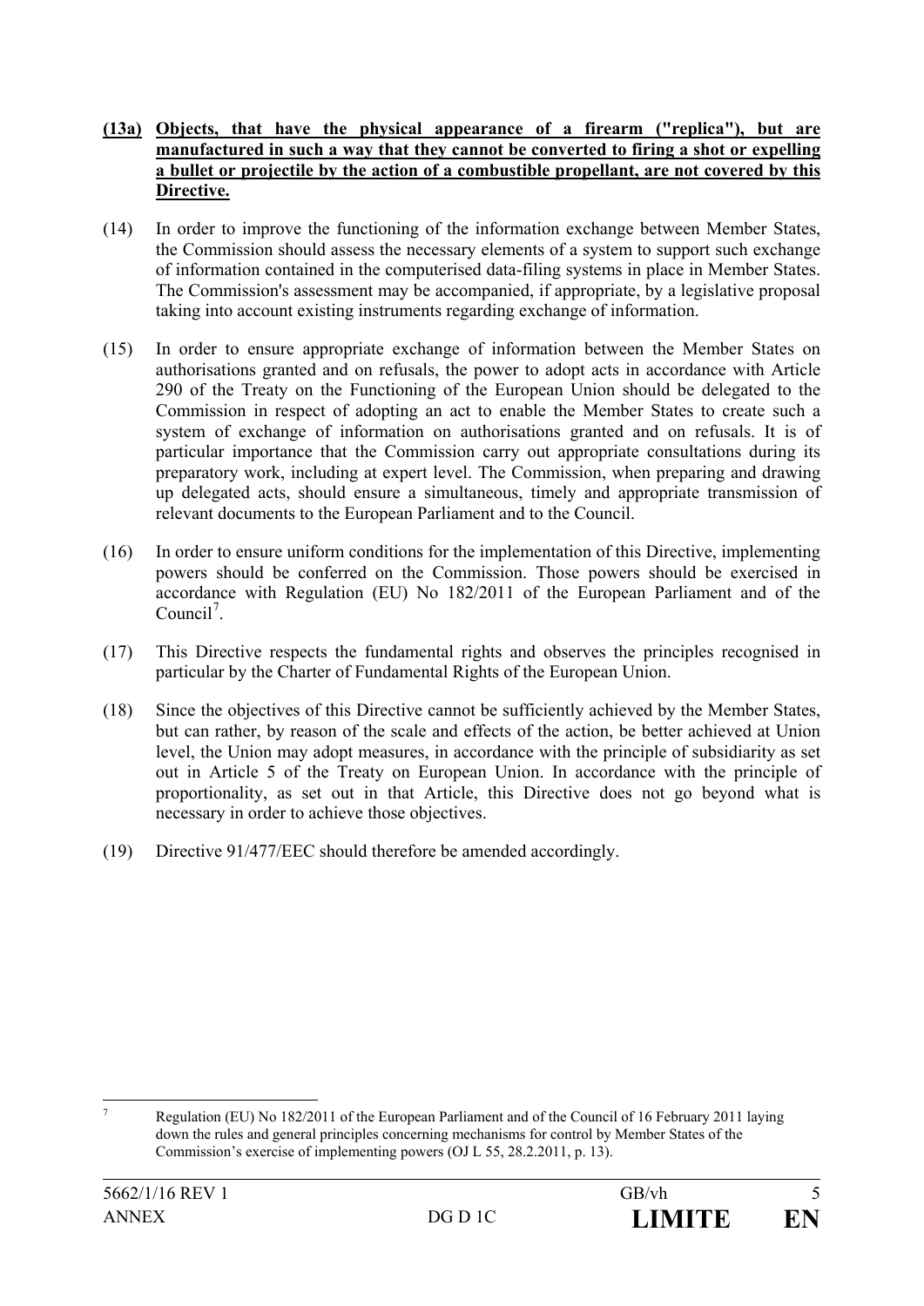**(13a)** **Objects, that have the physical appearance of a firearm ("replica"), but are manufactured in such a way that they cannot be converted to firing a shot or expelling a bullet or projectile by the action of a combustible propellant, are not covered by this Directive.**

(14) In order to improve the functioning of the information exchange between Member States, the Commission should assess the necessary elements of a system to support such exchange of information contained in the computerised data-filing systems in place in Member States. The Commission's assessment may be accompanied, if appropriate, by a legislative proposal taking into account existing instruments regarding exchange of information.

(15) In order to ensure appropriate exchange of information between the Member States on authorisations granted and on refusals, the power to adopt acts in accordance with Article 290 of the Treaty on the Functioning of the European Union should be delegated to the Commission in respect of adopting an act to enable the Member States to create such a system of exchange of information on authorisations granted and on refusals. It is of particular importance that the Commission carry out appropriate consultations during its preparatory work, including at expert level. The Commission, when preparing and drawing up delegated acts, should ensure a simultaneous, timely and appropriate transmission of relevant documents to the European Parliament and to the Council.

(16) In order to ensure uniform conditions for the implementation of this Directive, implementing powers should be conferred on the Commission. Those powers should be exercised in accordance with Regulation (EU) No 182/2011 of the European Parliament and of the Council[7].

(17) This Directive respects the fundamental rights and observes the principles recognised in particular by the Charter of Fundamental Rights of the European Union.

(18) Since the objectives of this Directive cannot be sufficiently achieved by the Member States, but can rather, by reason of the scale and effects of the action, be better achieved at Union level, the Union may adopt measures, in accordance with the principle of subsidiarity as set out in Article 5 of the Treaty on European Union. In accordance with the principle of proportionality, as set out in that Article, this Directive does not go beyond what is necessary in order to achieve those objectives.

(19) Directive 91/477/EEC should therefore be amended accordingly.

---

[7] Regulation (EU) No 182/2011 of the European Parliament and of the Council of 16 February 2011 laying down the rules and general principles concerning mechanisms for control by Member States of the Commission's exercise of implementing powers (OJ L 55, 28.2.2011, p. 13).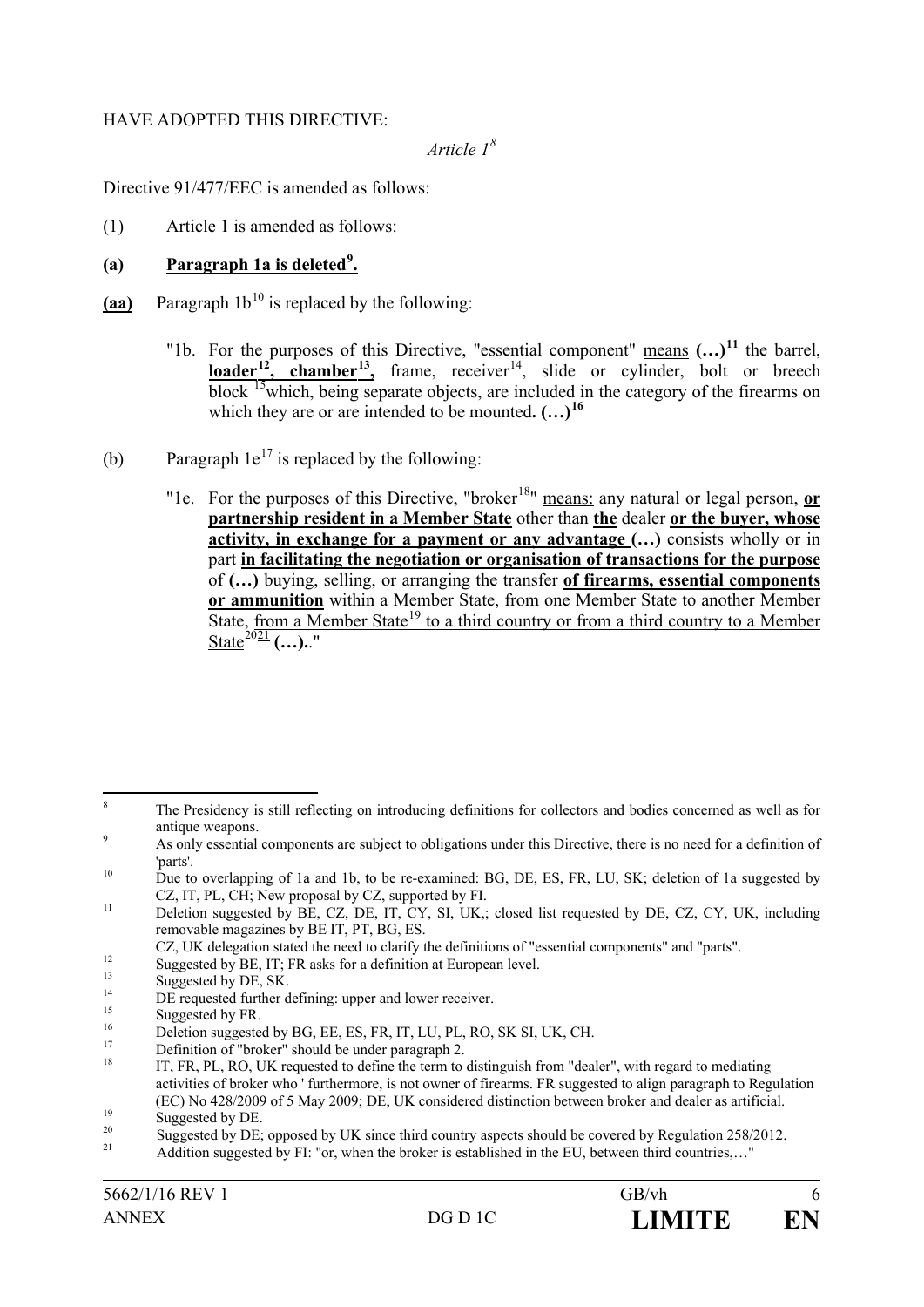HAVE ADOPTED THIS DIRECTIVE:

*Article 1*[8]

Directive 91/477/EEC is amended as follows:

(1) Article 1 is amended as follows:

**(a) <u>Paragraph 1a is deleted</u>[9]<u>.</u>**

**<u>(aa)</u>** Paragraph 1b[10] is replaced by the following:

> "1b. For the purposes of this Directive, "essential component" <u>means</u> **(…)**[11] the barrel, **<u>loader</u>**[12]**<u>, chamber</u>**[13]**<u>,</u>** frame, receiver[14], slide or cylinder, bolt or breech block [15]which, being separate objects, are included in the category of the firearms on which they are or are intended to be mounted**. (…)**[16]

(b) Paragraph 1e[17] is replaced by the following:

> "1e. For the purposes of this Directive, "broker[18]" <u>means:</u> any natural or legal person, **<u>or partnership resident in a Member State</u>** other than **<u>the</u>** dealer **<u>or the buyer, whose activity, in exchange for a payment or any advantage</u> (…)** consists wholly or in part **<u>in facilitating the negotiation or organisation of transactions for the purpose</u>** of **(…)** buying, selling, or arranging the transfer **<u>of firearms, essential components or ammunition</u>** within a Member State, from one Member State to another Member State, <u>from a Member State</u>[19] <u>to a third country or from a third country to a Member State</u>[20][21] **(…)**.."

---

[8] The Presidency is still reflecting on introducing definitions for collectors and bodies concerned as well as for antique weapons.

[9] As only essential components are subject to obligations under this Directive, there is no need for a definition of 'parts'.

[10] Due to overlapping of 1a and 1b, to be re-examined: BG, DE, ES, FR, LU, SK; deletion of 1a suggested by CZ, IT, PL, CH; New proposal by CZ, supported by FI.

[11] Deletion suggested by BE, CZ, DE, IT, CY, SI, UK,; closed list requested by DE, CZ, CY, UK, including removable magazines by BE IT, PT, BG, ES.
CZ, UK delegation stated the need to clarify the definitions of "essential components" and "parts".

[12] Suggested by BE, IT; FR asks for a definition at European level.

[13] Suggested by DE, SK.

[14] DE requested further defining: upper and lower receiver.

[15] Suggested by FR.

[16] Deletion suggested by BG, EE, ES, FR, IT, LU, PL, RO, SK SI, UK, CH.

[17] Definition of "broker" should be under paragraph 2.

[18] IT, FR, PL, RO, UK requested to define the term to distinguish from "dealer", with regard to mediating activities of broker who ' furthermore, is not owner of firearms. FR suggested to align paragraph to Regulation (EC) No 428/2009 of 5 May 2009; DE, UK considered distinction between broker and dealer as artificial.

[19] Suggested by DE.

[20] Suggested by DE; opposed by UK since third country aspects should be covered by Regulation 258/2012.

[21] Addition suggested by FI: "or, when the broker is established in the EU, between third countries,…"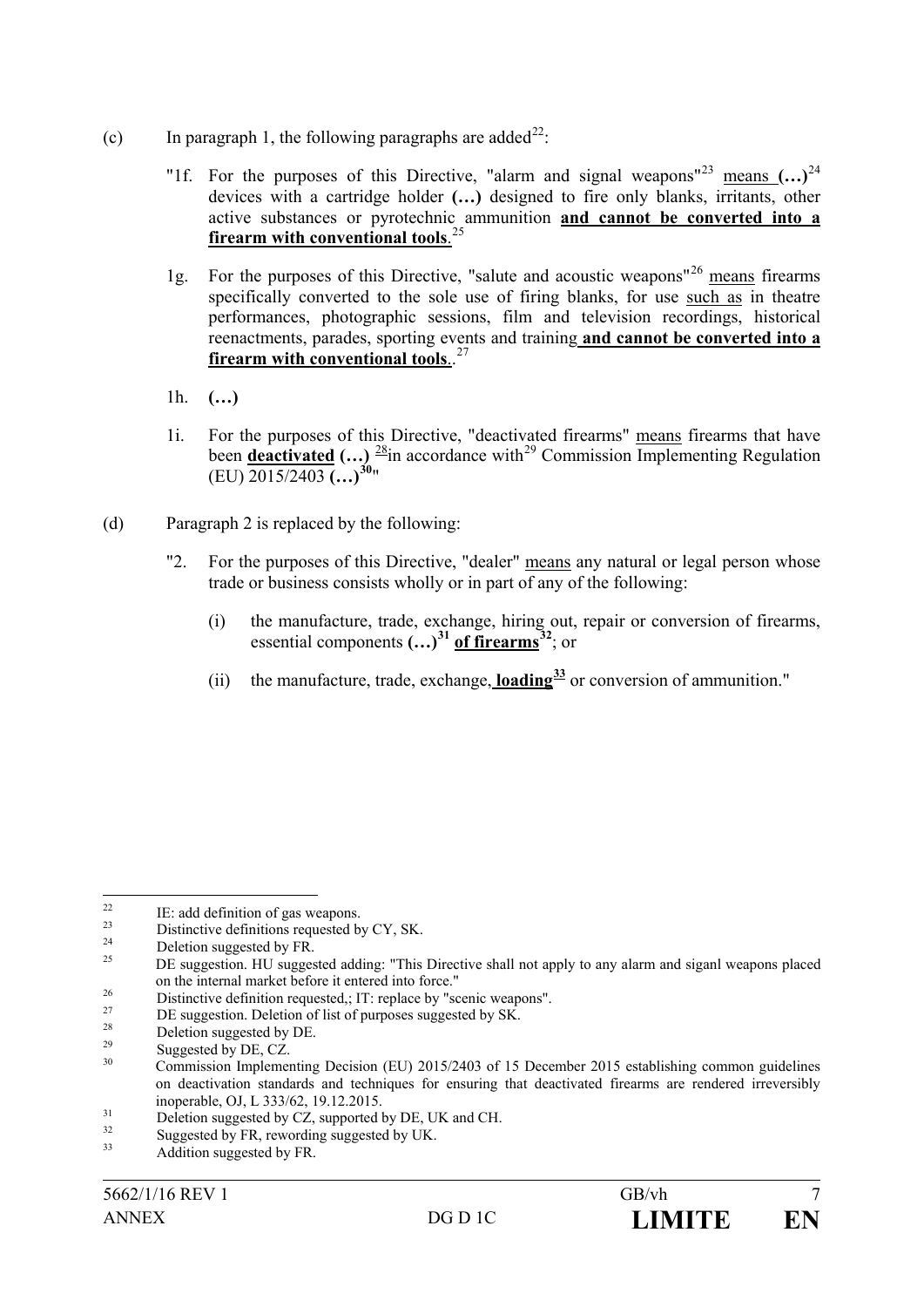(c) In paragraph 1, the following paragraphs are added[22]:

"1f. For the purposes of this Directive, "alarm and signal weapons"[23] <u>means</u> **(…)**[24] devices with a cartridge holder **(…)** designed to fire only blanks, irritants, other active substances or pyrotechnic ammunition **<u>and cannot be converted into a firearm with conventional tools</u>**.[25]

1g. For the purposes of this Directive, "salute and acoustic weapons"[26] <u>means</u> firearms specifically converted to the sole use of firing blanks, for use <u>such as</u> in theatre performances, photographic sessions, film and television recordings, historical reenactments, parades, sporting events and training **<u>and cannot be converted into a firearm with conventional tools</u>**..[27]

1h. **(…)**

1i. For the purposes of this Directive, "deactivated firearms" <u>means</u> firearms that have been **<u>deactivated</u>** **(…)** [28]in accordance with[29] Commission Implementing Regulation (EU) 2015/2403 **(…)**[30]"

(d) Paragraph 2 is replaced by the following:

"2. For the purposes of this Directive, "dealer" <u>means</u> any natural or legal person whose trade or business consists wholly or in part of any of the following:

(i) the manufacture, trade, exchange, hiring out, repair or conversion of firearms, essential components **(…)**[31] **<u>of firearms</u>**[32]; or

(ii) the manufacture, trade, exchange, **<u>loading</u>**[33] or conversion of ammunition."

---

[22] IE: add definition of gas weapons.

[23] Distinctive definitions requested by CY, SK.

[24] Deletion suggested by FR.

[25] DE suggestion. HU suggested adding: "This Directive shall not apply to any alarm and siganl weapons placed on the internal market before it entered into force."

[26] Distinctive definition requested,; IT: replace by "scenic weapons".

[27] DE suggestion. Deletion of list of purposes suggested by SK.

[28] Deletion suggested by DE.

[29] Suggested by DE, CZ.

[30] Commission Implementing Decision (EU) 2015/2403 of 15 December 2015 establishing common guidelines on deactivation standards and techniques for ensuring that deactivated firearms are rendered irreversibly inoperable, OJ, L 333/62, 19.12.2015.

[31] Deletion suggested by CZ, supported by DE, UK and CH.

[32] Suggested by FR, rewording suggested by UK.

[33] Addition suggested by FR.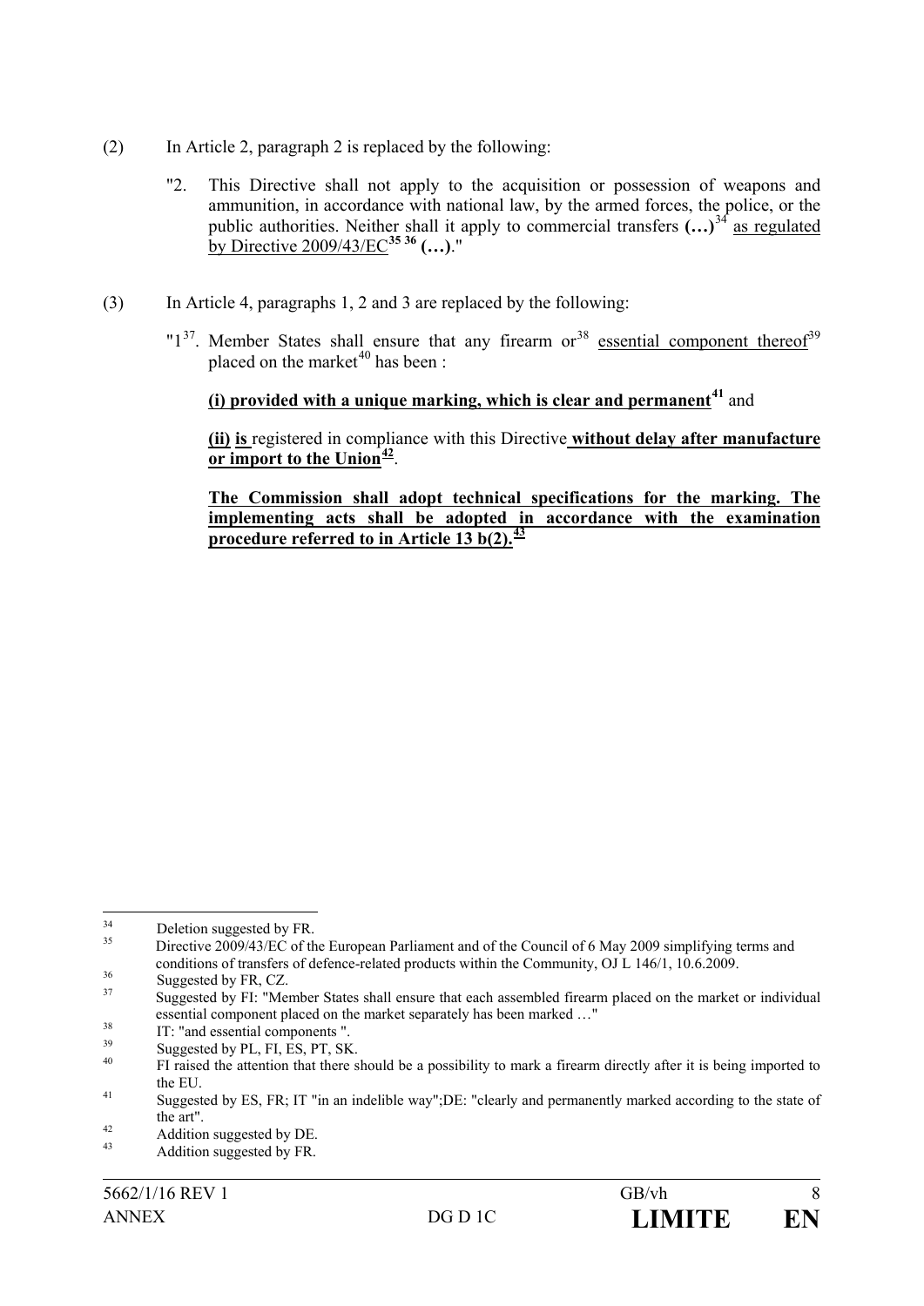(2) In Article 2, paragraph 2 is replaced by the following:

"2. This Directive shall not apply to the acquisition or possession of weapons and ammunition, in accordance with national law, by the armed forces, the police, or the public authorities. Neither shall it apply to commercial transfers **(…)**[34] as regulated by Directive 2009/43/EC[35 36] **(…)**."

(3) In Article 4, paragraphs 1, 2 and 3 are replaced by the following:

"1[37]. Member States shall ensure that any firearm or[38] essential component thereof[39] placed on the market[40] has been :

**(i) provided with a unique marking, which is clear and permanent[41]** and

**(ii) is** registered in compliance with this Directive **without delay after manufacture or import to the Union[42]**.

**The Commission shall adopt technical specifications for the marking. The implementing acts shall be adopted in accordance with the examination procedure referred to in Article 13 b(2).[43]**

---

[34] Deletion suggested by FR.

[35] Directive 2009/43/EC of the European Parliament and of the Council of 6 May 2009 simplifying terms and conditions of transfers of defence-related products within the Community, OJ L 146/1, 10.6.2009.

[36] Suggested by FR, CZ.

[37] Suggested by FI: "Member States shall ensure that each assembled firearm placed on the market or individual essential component placed on the market separately has been marked …"

[38] IT: "and essential components ".

[39] Suggested by PL, FI, ES, PT, SK.

[40] FI raised the attention that there should be a possibility to mark a firearm directly after it is being imported to the EU.

[41] Suggested by ES, FR; IT "in an indelible way";DE: "clearly and permanently marked according to the state of the art".

[42] Addition suggested by DE.

[43] Addition suggested by FR.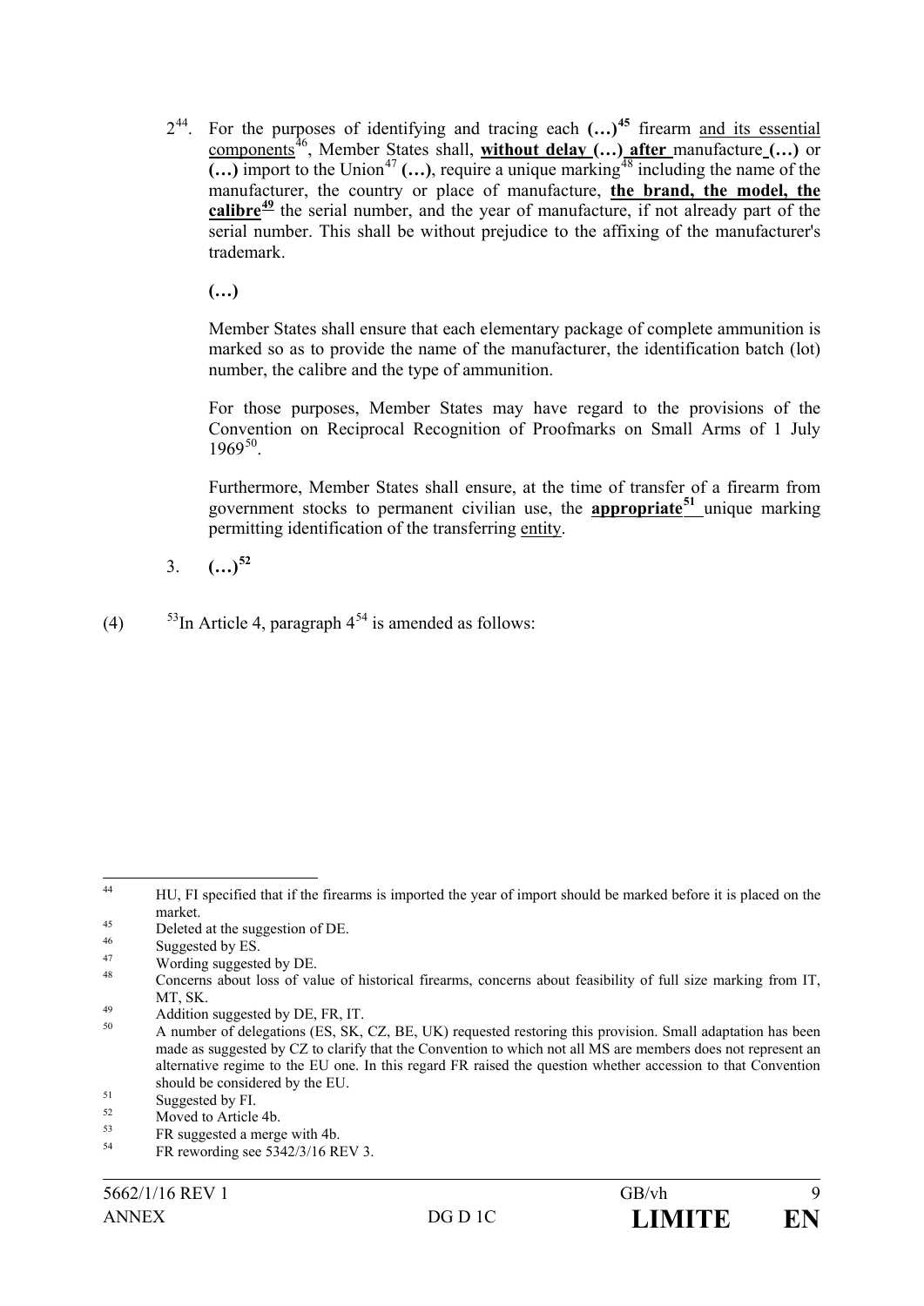2[44]. For the purposes of identifying and tracing each **(…)**[45] firearm <u>and its essential components</u>[46], Member States shall, **<u>without delay</u> (…) <u>after</u>** manufacture **(…)** or **(…)** import to the Union[47] **(…)**, require a unique marking[48] including the name of the manufacturer, the country or place of manufacture, **<u>the brand, the model, the calibre</u>**[49] the serial number, and the year of manufacture, if not already part of the serial number. This shall be without prejudice to the affixing of the manufacturer's trademark.

**(…)**

Member States shall ensure that each elementary package of complete ammunition is marked so as to provide the name of the manufacturer, the identification batch (lot) number, the calibre and the type of ammunition.

For those purposes, Member States may have regard to the provisions of the Convention on Reciprocal Recognition of Proofmarks on Small Arms of 1 July 1969[50].

Furthermore, Member States shall ensure, at the time of transfer of a firearm from government stocks to permanent civilian use, the **<u>appropriate</u>**[51] unique marking permitting identification of the transferring <u>entity</u>.

3. **(…)**[52]

(4) [53]In Article 4, paragraph 4[54] is amended as follows:

---

[44] HU, FI specified that if the firearms is imported the year of import should be marked before it is placed on the market.

[45] Deleted at the suggestion of DE.

[46] Suggested by ES.

[47] Wording suggested by DE.

[48] Concerns about loss of value of historical firearms, concerns about feasibility of full size marking from IT, MT, SK.

[49] Addition suggested by DE, FR, IT.

[50] A number of delegations (ES, SK, CZ, BE, UK) requested restoring this provision. Small adaptation has been made as suggested by CZ to clarify that the Convention to which not all MS are members does not represent an alternative regime to the EU one. In this regard FR raised the question whether accession to that Convention should be considered by the EU.

[51] Suggested by FI.

[52] Moved to Article 4b.

[53] FR suggested a merge with 4b.

[54] FR rewording see 5342/3/16 REV 3.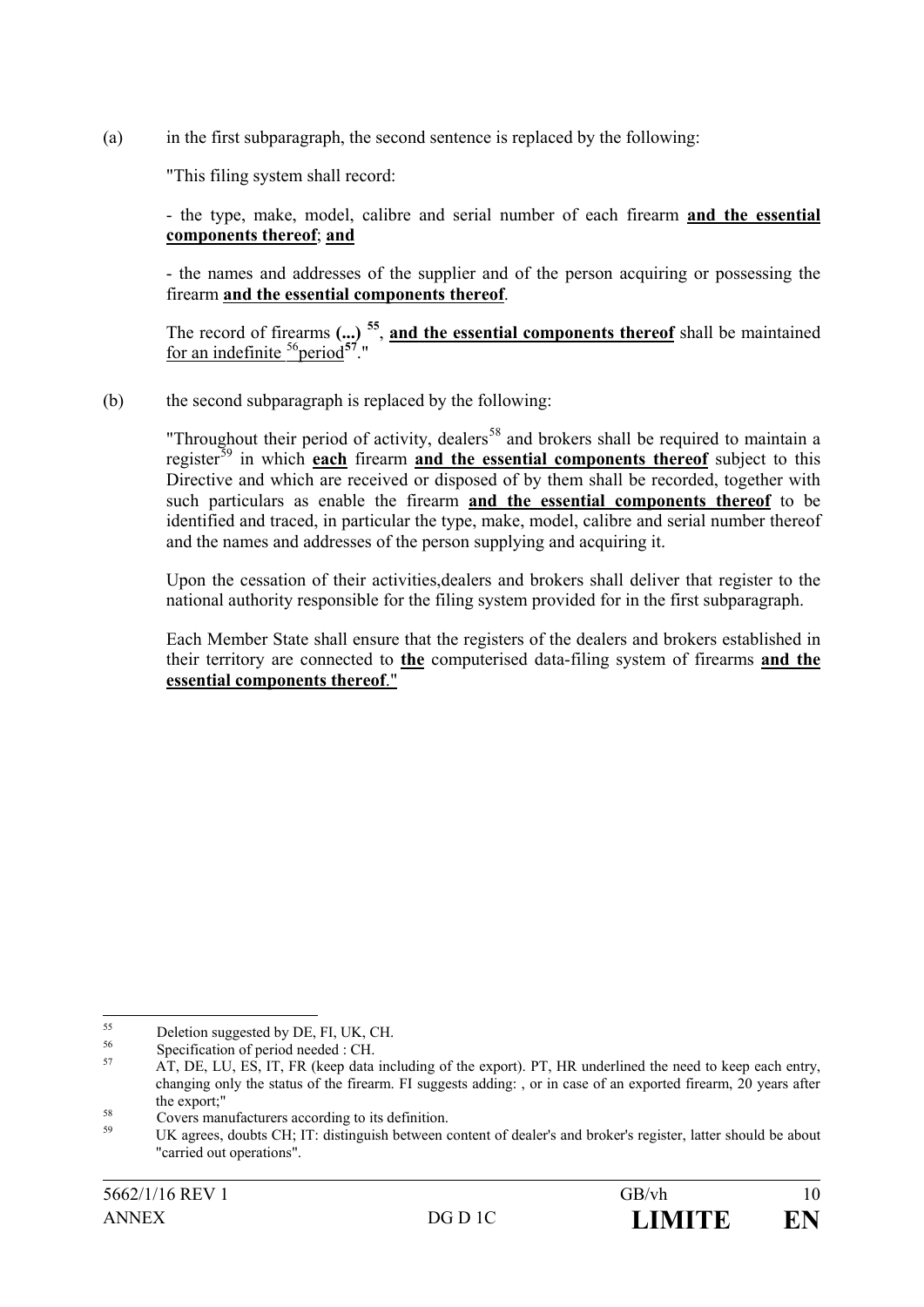(a) in the first subparagraph, the second sentence is replaced by the following:

"This filing system shall record:

- the type, make, model, calibre and serial number of each firearm **and the essential components thereof**; **and**

- the names and addresses of the supplier and of the person acquiring or possessing the firearm **and the essential components thereof**.

The record of firearms **(...)** [55], **and the essential components thereof** shall be maintained for an indefinite [56]period[57]."

(b) the second subparagraph is replaced by the following:

"Throughout their period of activity, dealers[58] and brokers shall be required to maintain a register[59] in which **each** firearm **and the essential components thereof** subject to this Directive and which are received or disposed of by them shall be recorded, together with such particulars as enable the firearm **and the essential components thereof** to be identified and traced, in particular the type, make, model, calibre and serial number thereof and the names and addresses of the person supplying and acquiring it.

Upon the cessation of their activities,dealers and brokers shall deliver that register to the national authority responsible for the filing system provided for in the first subparagraph.

Each Member State shall ensure that the registers of the dealers and brokers established in their territory are connected to **the** computerised data-filing system of firearms **and the essential components thereof**."

---

[55] Deletion suggested by DE, FI, UK, CH.

[56] Specification of period needed : CH.

[57] AT, DE, LU, ES, IT, FR (keep data including of the export). PT, HR underlined the need to keep each entry, changing only the status of the firearm. FI suggests adding: , or in case of an exported firearm, 20 years after the export;"

[58] Covers manufacturers according to its definition.

[59] UK agrees, doubts CH; IT: distinguish between content of dealer's and broker's register, latter should be about "carried out operations".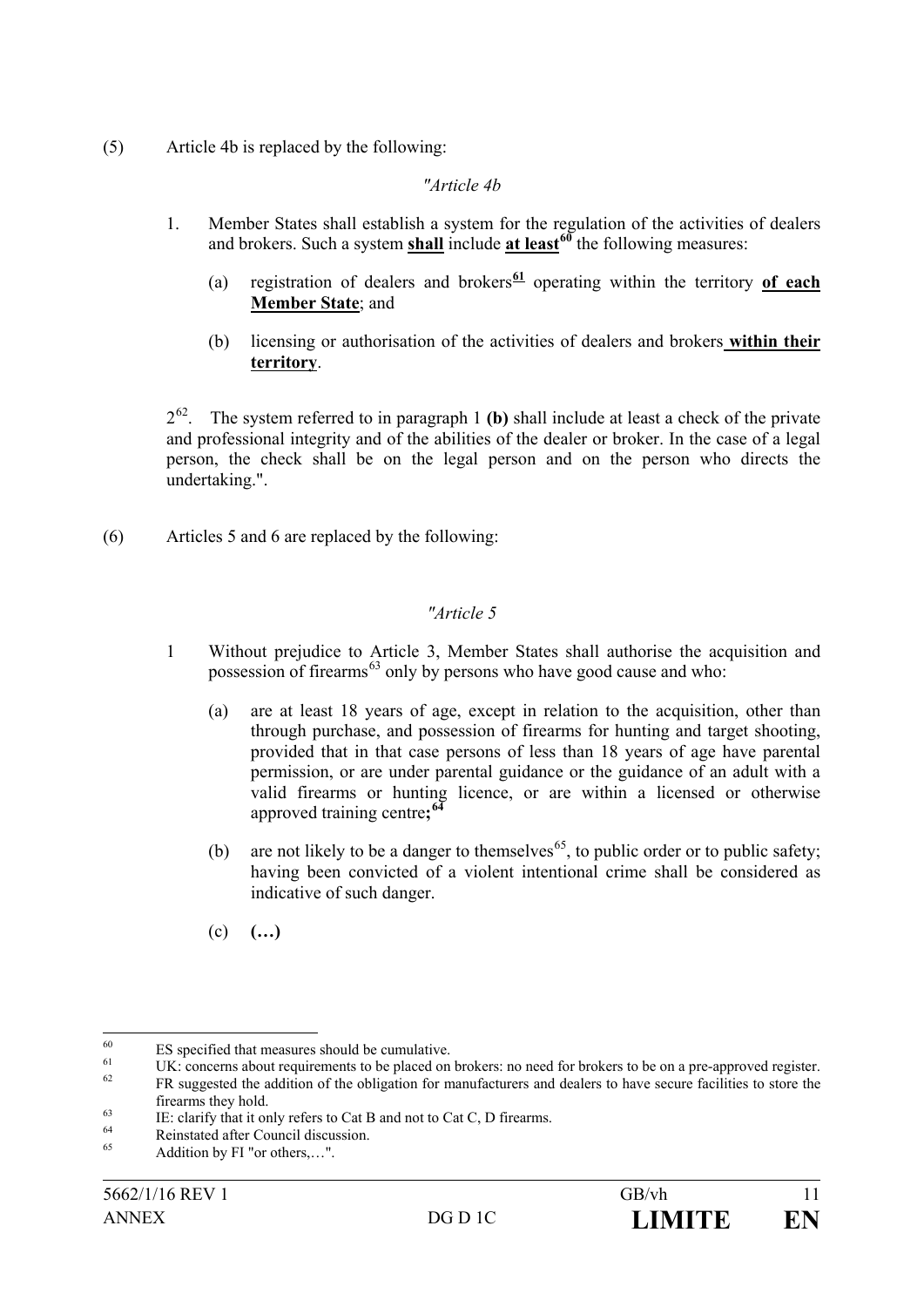(5) Article 4b is replaced by the following:

*"Article 4b*

1. Member States shall establish a system for the regulation of the activities of dealers and brokers. Such a system **shall** include **at least**[60] the following measures:

   (a) registration of dealers and brokers[61] operating within the territory **of each Member State**; and

   (b) licensing or authorisation of the activities of dealers and brokers **within their territory**.

2[62]. The system referred to in paragraph 1 **(b)** shall include at least a check of the private and professional integrity and of the abilities of the dealer or broker. In the case of a legal person, the check shall be on the legal person and on the person who directs the undertaking.".

(6) Articles 5 and 6 are replaced by the following:

*"Article 5*

1 Without prejudice to Article 3, Member States shall authorise the acquisition and possession of firearms[63] only by persons who have good cause and who:

   (a) are at least 18 years of age, except in relation to the acquisition, other than through purchase, and possession of firearms for hunting and target shooting, provided that in that case persons of less than 18 years of age have parental permission, or are under parental guidance or the guidance of an adult with a valid firearms or hunting licence, or are within a licensed or otherwise approved training centre**;**[64]

   (b) are not likely to be a danger to themselves[65], to public order or to public safety; having been convicted of a violent intentional crime shall be considered as indicative of such danger.

   (c) **(…)**

---

[60] ES specified that measures should be cumulative.

[61] UK: concerns about requirements to be placed on brokers: no need for brokers to be on a pre-approved register.

[62] FR suggested the addition of the obligation for manufacturers and dealers to have secure facilities to store the firearms they hold.

[63] IE: clarify that it only refers to Cat B and not to Cat C, D firearms.

[64] Reinstated after Council discussion.

[65] Addition by FI "or others,…".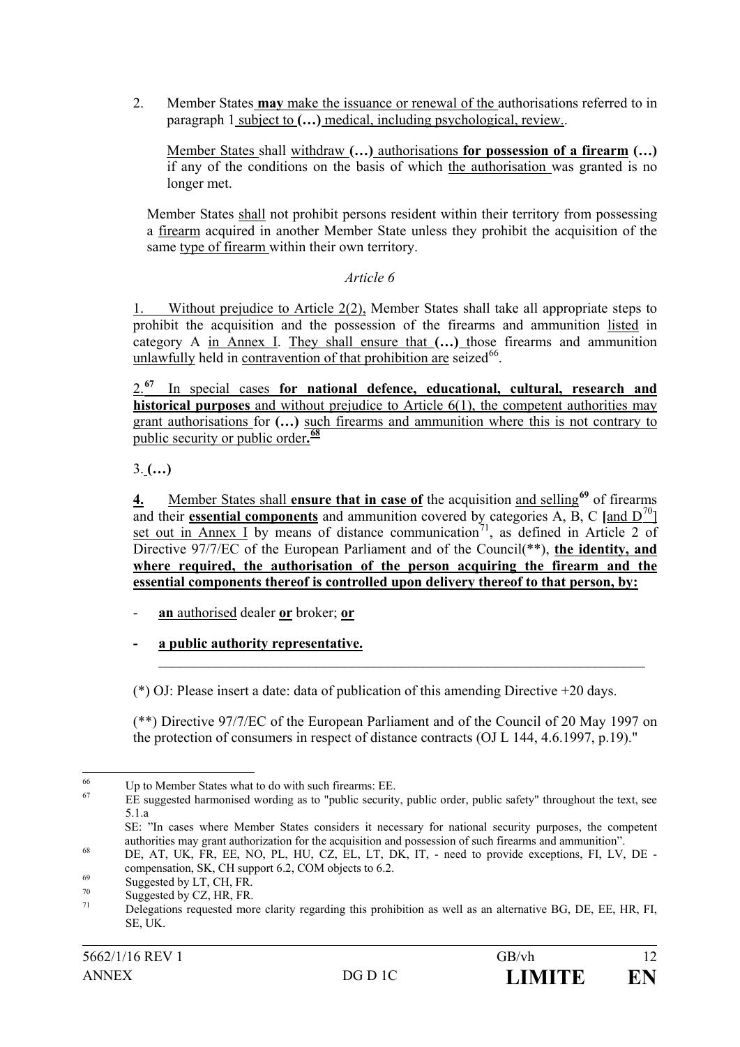2. Member States **may** make the issuance or renewal of the authorisations referred to in paragraph 1 subject to **(…)** medical, including psychological, review..

Member States shall withdraw **(…)** authorisations **for possession of a firearm (…)** if any of the conditions on the basis of which the authorisation was granted is no longer met.

Member States shall not prohibit persons resident within their territory from possessing a firearm acquired in another Member State unless they prohibit the acquisition of the same type of firearm within their own territory.

*Article 6*

1. Without prejudice to Article 2(2), Member States shall take all appropriate steps to prohibit the acquisition and the possession of the firearms and ammunition listed in category A in Annex I. They shall ensure that **(…)** those firearms and ammunition unlawfully held in contravention of that prohibition are seized[66].

2.**[67]** In special cases **for national defence, educational, cultural, research and historical purposes** and without prejudice to Article 6(1), the competent authorities may grant authorisations for **(…)** such firearms and ammunition where this is not contrary to public security or public order**.[68]**

3. **(…)**

**4.** Member States shall **ensure that in case of** the acquisition and selling**[69]** of firearms and their **essential components** and ammunition covered by categories A, B, C **[**and D[70]] set out in Annex I by means of distance communication[71], as defined in Article 2 of Directive 97/7/EC of the European Parliament and of the Council(\*\*), **the identity, and where required, the authorisation of the person acquiring the firearm and the essential components thereof is controlled upon delivery thereof to that person, by:**

- **an** authorised dealer **or** broker; **or**
- **a public authority representative.**

---

(\*) OJ: Please insert a date: data of publication of this amending Directive +20 days.

(\*\*) Directive 97/7/EC of the European Parliament and of the Council of 20 May 1997 on the protection of consumers in respect of distance contracts (OJ L 144, 4.6.1997, p.19)."

---

[66] Up to Member States what to do with such firearms: EE.

[67] EE suggested harmonised wording as to "public security, public order, public safety" throughout the text, see 5.1.a
SE: "In cases where Member States considers it necessary for national security purposes, the competent authorities may grant authorization for the acquisition and possession of such firearms and ammunition".

[68] DE, AT, UK, FR, EE, NO, PL, HU, CZ, EL, LT, DK, IT, - need to provide exceptions, FI, LV, DE - compensation, SK, CH support 6.2, COM objects to 6.2.

[69] Suggested by LT, CH, FR.

[70] Suggested by CZ, HR, FR.

[71] Delegations requested more clarity regarding this prohibition as well as an alternative BG, DE, EE, HR, FI, SE, UK.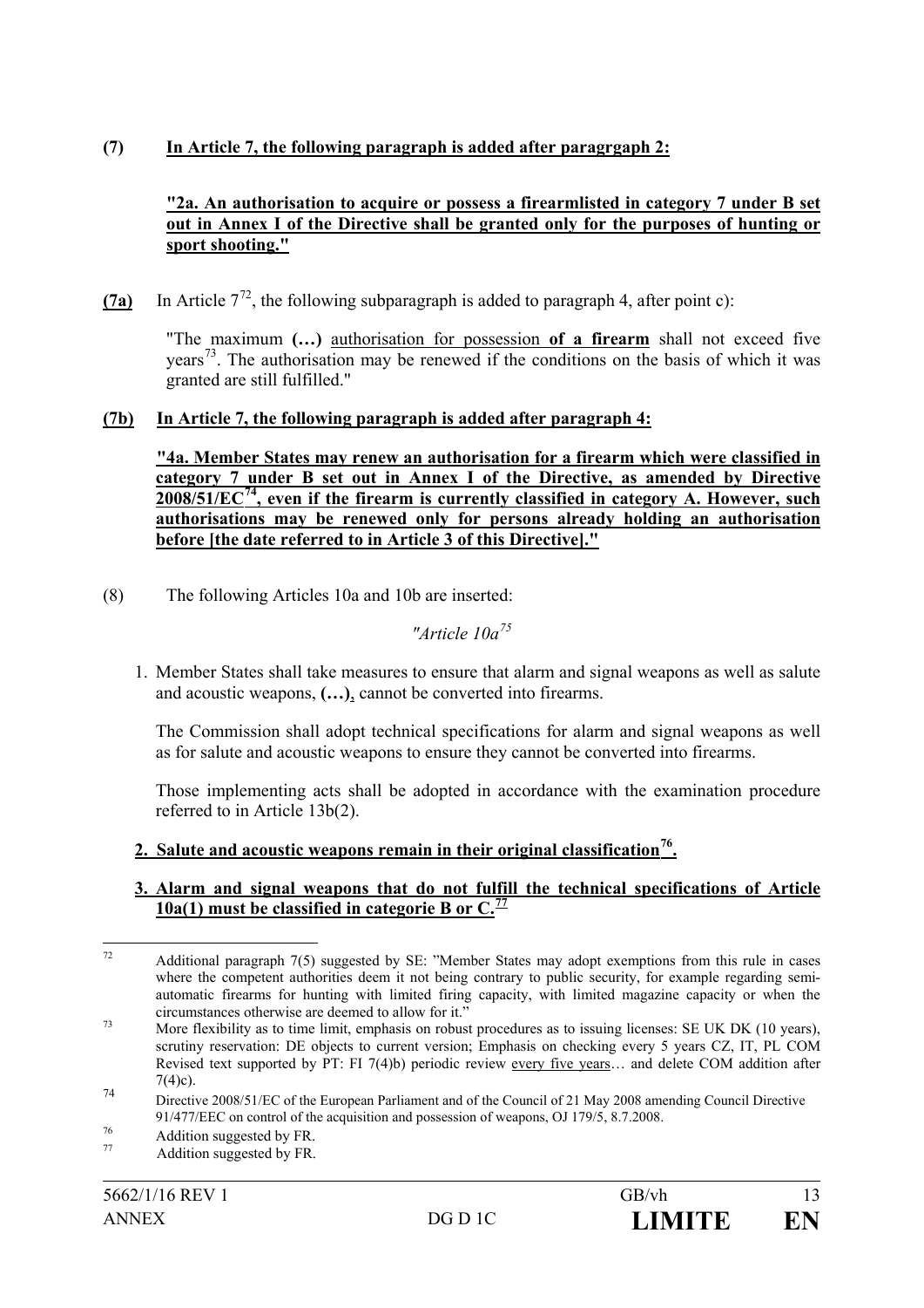**(7)** **In Article 7, the following paragraph is added after paragrgaph 2:**

**"2a. An authorisation to acquire or possess a firearmlisted in category 7 under B set out in Annex I of the Directive shall be granted only for the purposes of hunting or sport shooting."**

**(7a)** In Article 7[72], the following subparagraph is added to paragraph 4, after point c):

"The maximum **(…)** authorisation for possession **of a firearm** shall not exceed five years[73]. The authorisation may be renewed if the conditions on the basis of which it was granted are still fulfilled."

**(7b)** **In Article 7, the following paragraph is added after paragraph 4:**

**"4a. Member States may renew an authorisation for a firearm which were classified in category 7 under B set out in Annex I of the Directive, as amended by Directive 2008/51/EC[74], even if the firearm is currently classified in category A. However, such authorisations may be renewed only for persons already holding an authorisation before [the date referred to in Article 3 of this Directive]."**

(8) The following Articles 10a and 10b are inserted:

*"Article 10a*[75]

1. Member States shall take measures to ensure that alarm and signal weapons as well as salute and acoustic weapons, **(…)**, cannot be converted into firearms.

   The Commission shall adopt technical specifications for alarm and signal weapons as well as for salute and acoustic weapons to ensure they cannot be converted into firearms.

   Those implementing acts shall be adopted in accordance with the examination procedure referred to in Article 13b(2).

2. **Salute and acoustic weapons remain in their original classification[76].**

3. **Alarm and signal weapons that do not fulfill the technical specifications of Article 10a(1) must be classified in categorie B or C.[77]**

---

72 Additional paragraph 7(5) suggested by SE: "Member States may adopt exemptions from this rule in cases where the competent authorities deem it not being contrary to public security, for example regarding semi-automatic firearms for hunting with limited firing capacity, with limited magazine capacity or when the circumstances otherwise are deemed to allow for it."

73 More flexibility as to time limit, emphasis on robust procedures as to issuing licenses: SE UK DK (10 years), scrutiny reservation: DE objects to current version; Emphasis on checking every 5 years CZ, IT, PL COM Revised text supported by PT: FI 7(4)b) periodic review every five years… and delete COM addition after 7(4)c).

74 Directive 2008/51/EC of the European Parliament and of the Council of 21 May 2008 amending Council Directive 91/477/EEC on control of the acquisition and possession of weapons, OJ 179/5, 8.7.2008.

76 Addition suggested by FR.

77 Addition suggested by FR.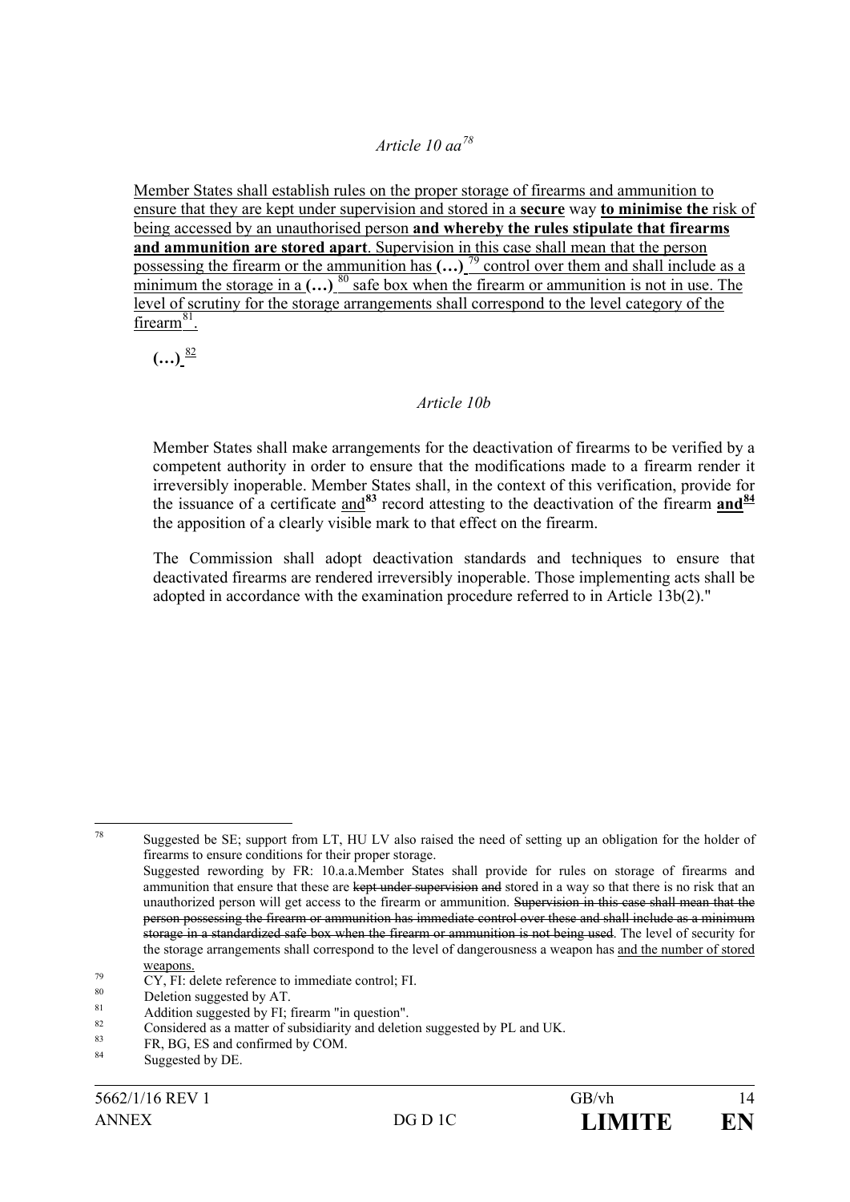*Article 10 aa*[78]

Member States shall establish rules on the proper storage of firearms and ammunition to ensure that they are kept under supervision and stored in a **secure** way **to minimise the** risk of being accessed by an unauthorised person **and whereby the rules stipulate that firearms and ammunition are stored apart**. Supervision in this case shall mean that the person possessing the firearm or the ammunition has **(…)** [79] control over them and shall include as a minimum the storage in a **(…)** [80] safe box when the firearm or ammunition is not in use. The level of scrutiny for the storage arrangements shall correspond to the level category of the firearm[81].

**(…)** [82]

*Article 10b*

Member States shall make arrangements for the deactivation of firearms to be verified by a competent authority in order to ensure that the modifications made to a firearm render it irreversibly inoperable. Member States shall, in the context of this verification, provide for the issuance of a certificate and[83] record attesting to the deactivation of the firearm **and**[84] the apposition of a clearly visible mark to that effect on the firearm.

The Commission shall adopt deactivation standards and techniques to ensure that deactivated firearms are rendered irreversibly inoperable. Those implementing acts shall be adopted in accordance with the examination procedure referred to in Article 13b(2)."

---

[78] Suggested be SE; support from LT, HU LV also raised the need of setting up an obligation for the holder of firearms to ensure conditions for their proper storage.
Suggested rewording by FR: 10.a.a.Member States shall provide for rules on storage of firearms and ammunition that ensure that these are ~~kept under supervision and~~ stored in a way so that there is no risk that an unauthorized person will get access to the firearm or ammunition. ~~Supervision in this case shall mean that the person possessing the firearm or ammunition has immediate control over these and shall include as a minimum storage in a standardized safe box when the firearm or ammunition is not being used~~. The level of security for the storage arrangements shall correspond to the level of dangerousness a weapon has and the number of stored weapons.

[79] CY, FI: delete reference to immediate control; FI.

[80] Deletion suggested by AT.

[81] Addition suggested by FI; firearm "in question".

[82] Considered as a matter of subsidiarity and deletion suggested by PL and UK.

[83] FR, BG, ES and confirmed by COM.

[84] Suggested by DE.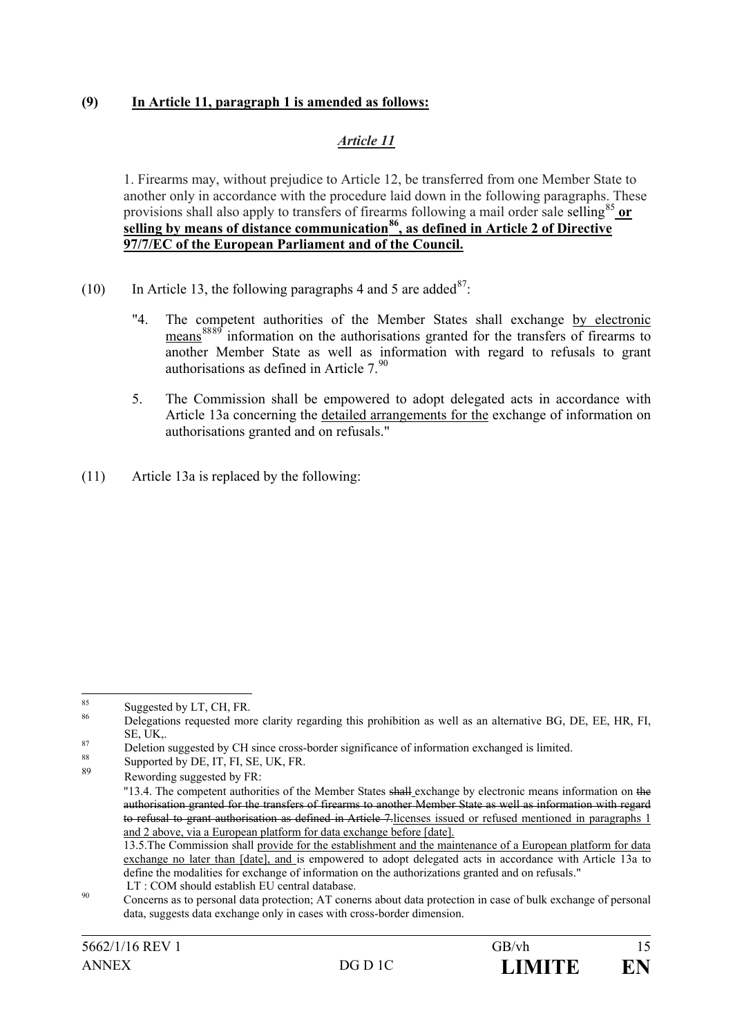**(9) In Article 11, paragraph 1 is amended as follows:**

***Article 11***

1. Firearms may, without prejudice to Article 12, be transferred from one Member State to another only in accordance with the procedure laid down in the following paragraphs. These provisions shall also apply to transfers of firearms following a mail order sale selling[85] **or selling by means of distance communication[86], as defined in Article 2 of Directive 97/7/EC of the European Parliament and of the Council.**

(10) In Article 13, the following paragraphs 4 and 5 are added[87]:

"4. The competent authorities of the Member States shall exchange by electronic means[88][89] information on the authorisations granted for the transfers of firearms to another Member State as well as information with regard to refusals to grant authorisations as defined in Article 7.[90]

5. The Commission shall be empowered to adopt delegated acts in accordance with Article 13a concerning the detailed arrangements for the exchange of information on authorisations granted and on refusals."

(11) Article 13a is replaced by the following:

---

[85] Suggested by LT, CH, FR.

[86] Delegations requested more clarity regarding this prohibition as well as an alternative BG, DE, EE, HR, FI, SE, UK,.

[87] Deletion suggested by CH since cross-border significance of information exchanged is limited.

[88] Supported by DE, IT, FI, SE, UK, FR.

[89] Rewording suggested by FR:
"13.4. The competent authorities of the Member States ~~shall~~ exchange by electronic means information on ~~the authorisation granted for the transfers of firearms to another Member State as well as information with regard to refusal to grant authorisation as defined in Article 7.~~licenses issued or refused mentioned in paragraphs 1 and 2 above, via a European platform for data exchange before [date].
13.5.The Commission shall provide for the establishment and the maintenance of a European platform for data exchange no later than [date], and is empowered to adopt delegated acts in accordance with Article 13a to define the modalities for exchange of information on the authorizations granted and on refusals."
LT : COM should establish EU central database.

[90] Concerns as to personal data protection; AT conerns about data protection in case of bulk exchange of personal data, suggests data exchange only in cases with cross-border dimension.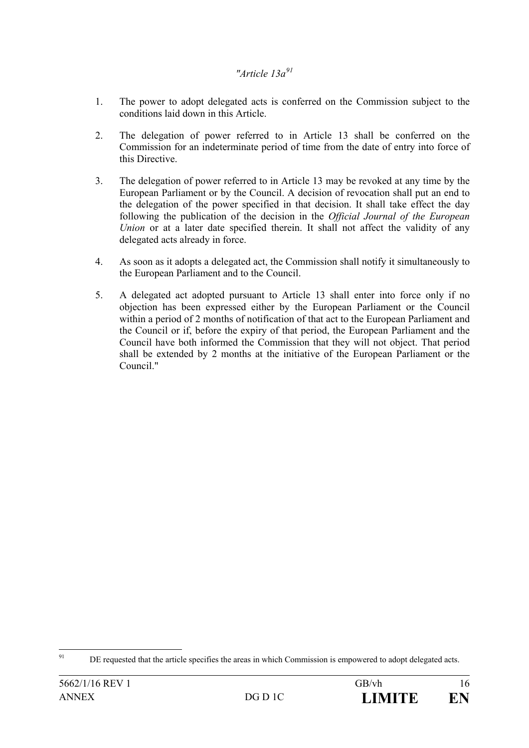*"Article 13a*[91]

1. The power to adopt delegated acts is conferred on the Commission subject to the conditions laid down in this Article.

2. The delegation of power referred to in Article 13 shall be conferred on the Commission for an indeterminate period of time from the date of entry into force of this Directive.

3. The delegation of power referred to in Article 13 may be revoked at any time by the European Parliament or by the Council. A decision of revocation shall put an end to the delegation of the power specified in that decision. It shall take effect the day following the publication of the decision in the *Official Journal of the European Union* or at a later date specified therein. It shall not affect the validity of any delegated acts already in force.

4. As soon as it adopts a delegated act, the Commission shall notify it simultaneously to the European Parliament and to the Council.

5. A delegated act adopted pursuant to Article 13 shall enter into force only if no objection has been expressed either by the European Parliament or the Council within a period of 2 months of notification of that act to the European Parliament and the Council or if, before the expiry of that period, the European Parliament and the Council have both informed the Commission that they will not object. That period shall be extended by 2 months at the initiative of the European Parliament or the Council."

---

[91] DE requested that the article specifies the areas in which Commission is empowered to adopt delegated acts.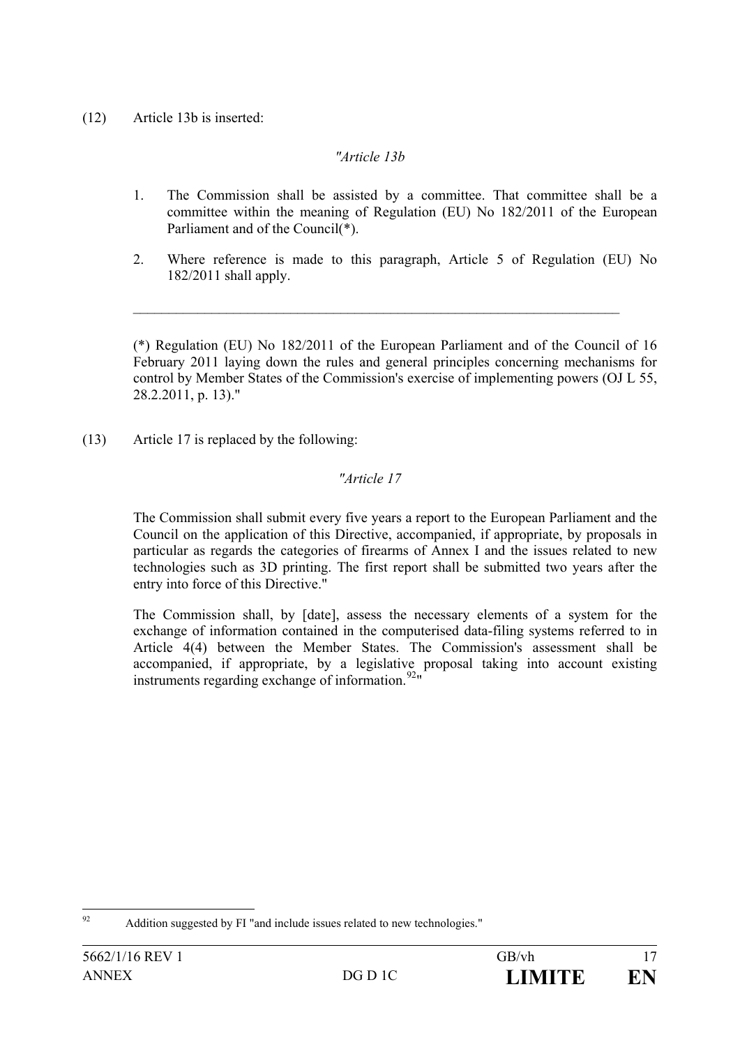(12) Article 13b is inserted:

*"Article 13b*

1. The Commission shall be assisted by a committee. That committee shall be a committee within the meaning of Regulation (EU) No 182/2011 of the European Parliament and of the Council(*).

2. Where reference is made to this paragraph, Article 5 of Regulation (EU) No 182/2011 shall apply.

---

(*) Regulation (EU) No 182/2011 of the European Parliament and of the Council of 16 February 2011 laying down the rules and general principles concerning mechanisms for control by Member States of the Commission's exercise of implementing powers (OJ L 55, 28.2.2011, p. 13)."

(13) Article 17 is replaced by the following:

*"Article 17*

The Commission shall submit every five years a report to the European Parliament and the Council on the application of this Directive, accompanied, if appropriate, by proposals in particular as regards the categories of firearms of Annex I and the issues related to new technologies such as 3D printing. The first report shall be submitted two years after the entry into force of this Directive."

The Commission shall, by [date], assess the necessary elements of a system for the exchange of information contained in the computerised data-filing systems referred to in Article 4(4) between the Member States. The Commission's assessment shall be accompanied, if appropriate, by a legislative proposal taking into account existing instruments regarding exchange of information.[92]"

---

[92] Addition suggested by FI "and include issues related to new technologies."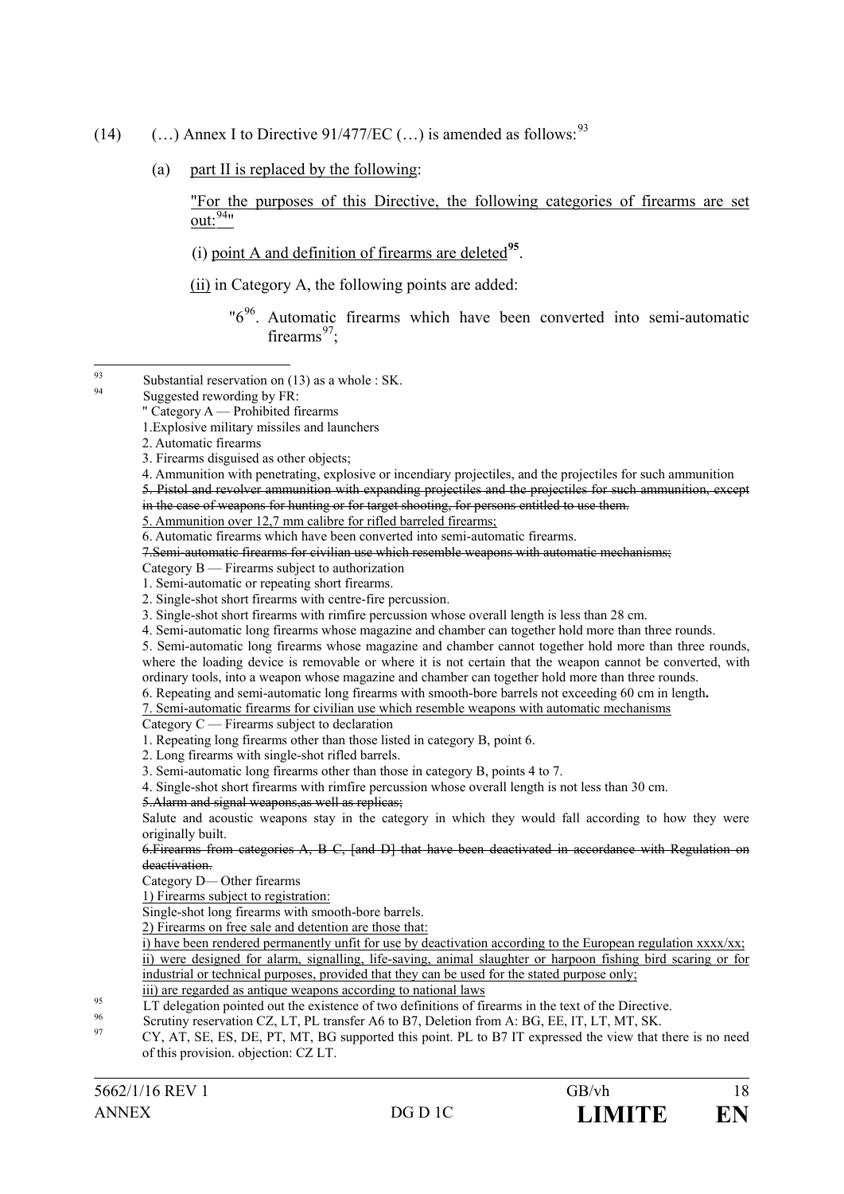(14) (…) Annex I to Directive 91/477/EC (…) is amended as follows:[93]

(a) <u>part II is replaced by the following</u>:

<u>"For the purposes of this Directive, the following categories of firearms are set out:[94]"</u>

(i) <u>point A and definition of firearms are deleted</u>**[95]**.

<u>(ii)</u> in Category A, the following points are added:

"6[96]. Automatic firearms which have been converted into semi-automatic firearms[97];

---

[93] Substantial reservation on (13) as a whole : SK.

[94] Suggested rewording by FR:

" Category A — Prohibited firearms

1.Explosive military missiles and launchers

2. Automatic firearms

3. Firearms disguised as other objects;

4. Ammunition with penetrating, explosive or incendiary projectiles, and the projectiles for such ammunition

~~5. Pistol and revolver ammunition with expanding projectiles and the projectiles for such ammunition, except in the case of weapons for hunting or for target shooting, for persons entitled to use them.~~

<u>5. Ammunition over 12,7 mm calibre for rifled barreled firearms;</u>

6. Automatic firearms which have been converted into semi-automatic firearms.

~~7.Semi-automatic firearms for civilian use which resemble weapons with automatic mechanisms;~~

Category B — Firearms subject to authorization

1. Semi-automatic or repeating short firearms.

2. Single-shot short firearms with centre-fire percussion.

3. Single-shot short firearms with rimfire percussion whose overall length is less than 28 cm.

4. Semi-automatic long firearms whose magazine and chamber can together hold more than three rounds.

5. Semi-automatic long firearms whose magazine and chamber cannot together hold more than three rounds, where the loading device is removable or where it is not certain that the weapon cannot be converted, with ordinary tools, into a weapon whose magazine and chamber can together hold more than three rounds.

6. Repeating and semi-automatic long firearms with smooth-bore barrels not exceeding 60 cm in length**.**

<u>7. Semi-automatic firearms for civilian use which resemble weapons with automatic mechanisms</u>

Category C — Firearms subject to declaration

1. Repeating long firearms other than those listed in category B, point 6.

2. Long firearms with single-shot rifled barrels.

3. Semi-automatic long firearms other than those in category B, points 4 to 7.

4. Single-shot short firearms with rimfire percussion whose overall length is not less than 30 cm.

~~5.Alarm and signal weapons,as well as replicas;~~

Salute and acoustic weapons stay in the category in which they would fall according to how they were originally built.

~~6.Firearms from categories A, B C, [and D] that have been deactivated in accordance with Regulation on deactivation.~~

Category D— Other firearms

<u>1) Firearms subject to registration:</u>

Single-shot long firearms with smooth-bore barrels.

<u>2) Firearms on free sale and detention are those that:</u>

<u>i) have been rendered permanently unfit for use by deactivation according to the European regulation xxxx/xx;</u>

<u>ii) were designed for alarm, signalling, life-saving, animal slaughter or harpoon fishing bird scaring or for industrial or technical purposes, provided that they can be used for the stated purpose only;</u>

<u>iii) are regarded as antique weapons according to national laws</u>

[95] LT delegation pointed out the existence of two definitions of firearms in the text of the Directive.

[96] Scrutiny reservation CZ, LT, PL transfer A6 to B7, Deletion from A: BG, EE, IT, LT, MT, SK.

[97] CY, AT, SE, ES, DE, PT, MT, BG supported this point. PL to B7 IT expressed the view that there is no need of this provision. objection: CZ LT.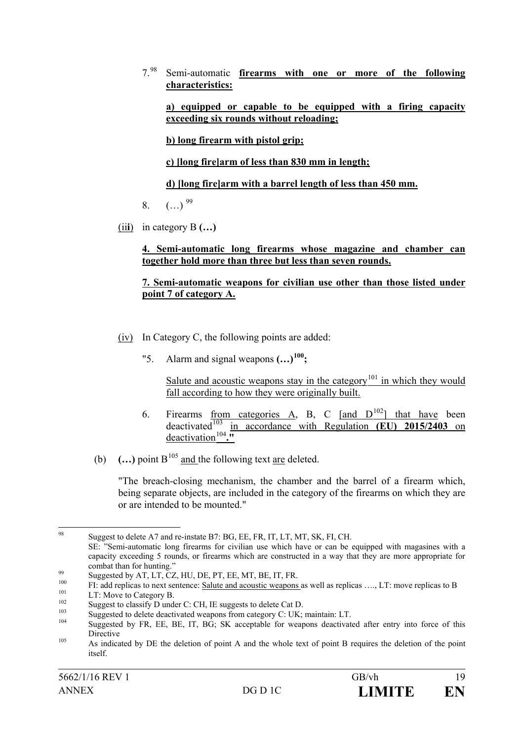7.[98] Semi-automatic **firearms with one or more of the following characteristics:**

**a) equipped or capable to be equipped with a firing capacity exceeding six rounds without reloading;**

**b) long firearm with pistol grip;**

**c) [long fire]arm of less than 830 mm in length;**

**d) [long fire]arm with a barrel length of less than 450 mm.**

8. (…) [99]

(iii) in category B **(…)**

**4. Semi-automatic long firearms whose magazine and chamber can together hold more than three but less than seven rounds.**

**7. Semi-automatic weapons for civilian use other than those listed under point 7 of category A.**

(iv) In Category C, the following points are added:

"5. Alarm and signal weapons **(…)**[100]**;**

Salute and acoustic weapons stay in the category[101] in which they would fall according to how they were originally built.

6. Firearms from categories A, B, C [and D[102]] that have been deactivated[103] in accordance with Regulation **(EU) 2015/2403** on deactivation[104]**."**

(b) **(…)** point B[105] and the following text are deleted.

"The breach-closing mechanism, the chamber and the barrel of a firearm which, being separate objects, are included in the category of the firearms on which they are or are intended to be mounted."

---

[98] Suggest to delete A7 and re-instate B7: BG, EE, FR, IT, LT, MT, SK, FI, CH.
SE: "Semi-automatic long firearms for civilian use which have or can be equipped with magasines with a capacity exceeding 5 rounds, or firearms which are constructed in a way that they are more appropriate for combat than for hunting."

[99] Suggested by AT, LT, CZ, HU, DE, PT, EE, MT, BE, IT, FR.

[100] FI: add replicas to next sentence: Salute and acoustic weapons as well as replicas …., LT: move replicas to B

[101] LT: Move to Category B.

[102] Suggest to classify D under C: CH, IE suggests to delete Cat D.

[103] Suggested to delete deactivated weapons from category C: UK; maintain: LT.

[104] Suggested by FR, EE, BE, IT, BG; SK acceptable for weapons deactivated after entry into force of this Directive

[105] As indicated by DE the deletion of point A and the whole text of point B requires the deletion of the point itself.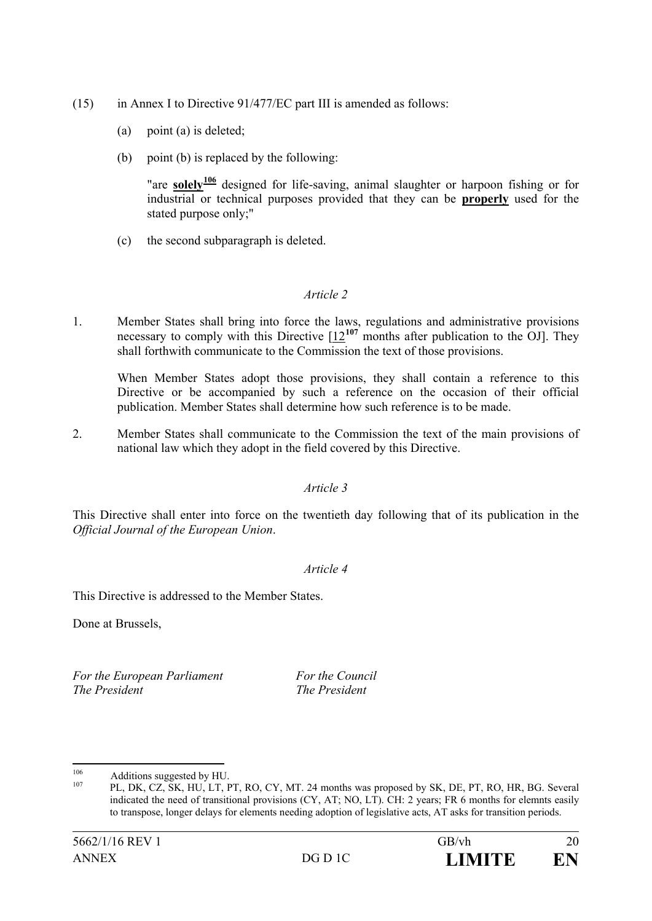(15) in Annex I to Directive 91/477/EC part III is amended as follows:

(a) point (a) is deleted;

(b) point (b) is replaced by the following:

"are **solely**[106] designed for life-saving, animal slaughter or harpoon fishing or for industrial or technical purposes provided that they can be **properly** used for the stated purpose only;"

(c) the second subparagraph is deleted.

*Article 2*

1. Member States shall bring into force the laws, regulations and administrative provisions necessary to comply with this Directive [12[107] months after publication to the OJ]. They shall forthwith communicate to the Commission the text of those provisions.

When Member States adopt those provisions, they shall contain a reference to this Directive or be accompanied by such a reference on the occasion of their official publication. Member States shall determine how such reference is to be made.

2. Member States shall communicate to the Commission the text of the main provisions of national law which they adopt in the field covered by this Directive.

*Article 3*

This Directive shall enter into force on the twentieth day following that of its publication in the *Official Journal of the European Union*.

*Article 4*

This Directive is addressed to the Member States.

Done at Brussels,

*For the European Parliament*
*The President*

*For the Council*
*The President*

---

[106] Additions suggested by HU.

[107] PL, DK, CZ, SK, HU, LT, PT, RO, CY, MT. 24 months was proposed by SK, DE, PT, RO, HR, BG. Several indicated the need of transitional provisions (CY, AT; NO, LT). CH: 2 years; FR 6 months for elemnts easily to transpose, longer delays for elements needing adoption of legislative acts, AT asks for transition periods.